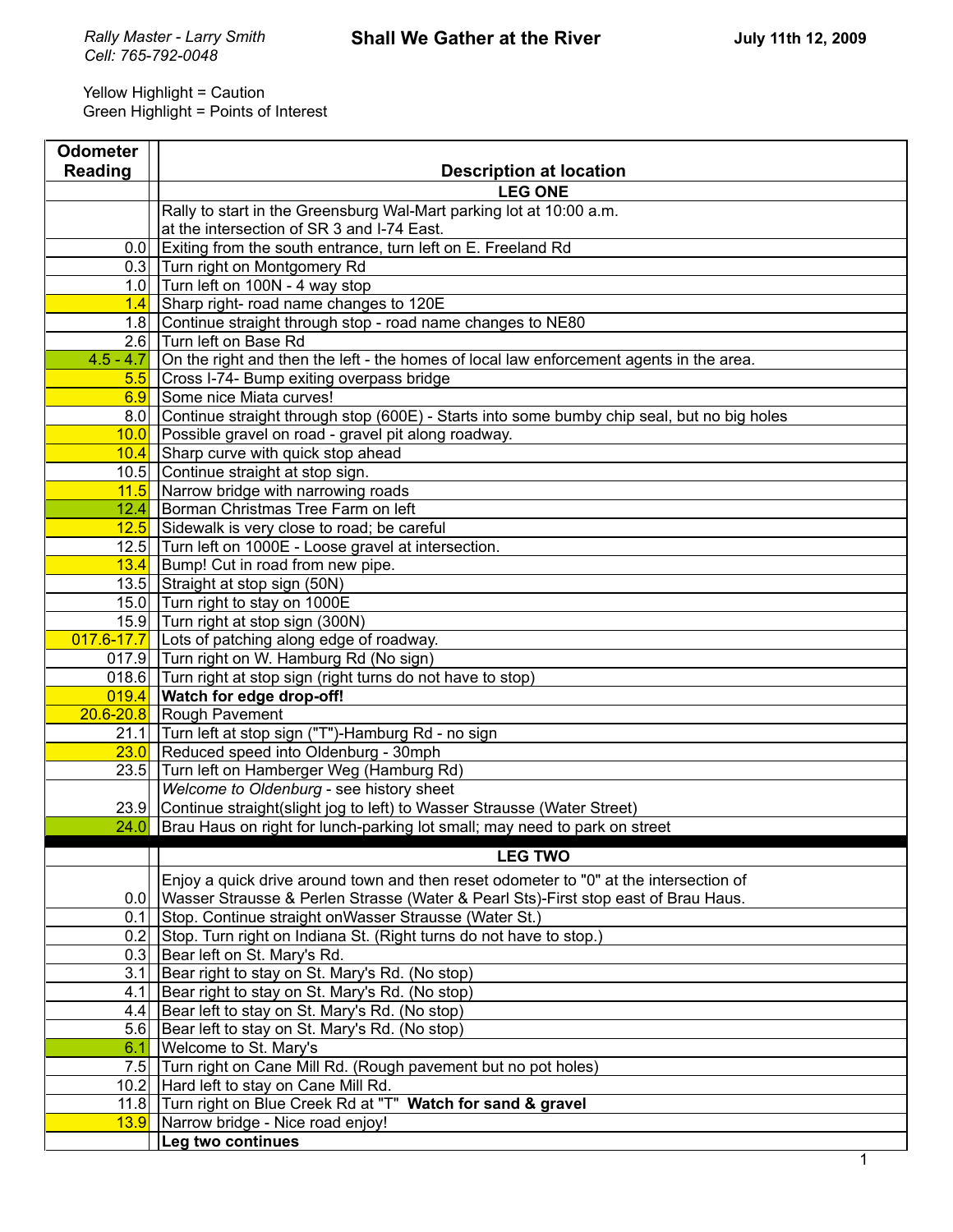Rally Master - Larry Smith
Cell: 765-792-0048

# Shall We Gather at the River

**July 11th 12, 2009**

Yellow Highlight = Caution
Green Highlight = Points of Interest

| Odometer Reading | Description at location |
|---|---|
| | **LEG ONE** |
| | Rally to start in the Greensburg Wal-Mart parking lot at 10:00 a.m. at the intersection of SR 3 and I-74 East. |
| 0.0 | Exiting from the south entrance, turn left on E. Freeland Rd |
| 0.3 | Turn right on Montgomery Rd |
| 1.0 | Turn left on 100N - 4 way stop |
| 1.4 | Sharp right- road name changes to 120E |
| 1.8 | Continue straight through stop - road name changes to NE80 |
| 2.6 | Turn left on Base Rd |
| 4.5 - 4.7 | On the right and then the left - the homes of local law enforcement agents in the area. |
| 5.5 | Cross I-74- Bump exiting overpass bridge |
| 6.9 | Some nice Miata curves! |
| 8.0 | Continue straight through stop (600E) - Starts into some bumby chip seal, but no big holes |
| 10.0 | Possible gravel on road - gravel pit along roadway. |
| 10.4 | Sharp curve with quick stop ahead |
| 10.5 | Continue straight at stop sign. |
| 11.5 | Narrow bridge with narrowing roads |
| 12.4 | Borman Christmas Tree Farm on left |
| 12.5 | Sidewalk is very close to road; be careful |
| 12.5 | Turn left on 1000E - Loose gravel at intersection. |
| 13.4 | Bump! Cut in road from new pipe. |
| 13.5 | Straight at stop sign (50N) |
| 15.0 | Turn right to stay on 1000E |
| 15.9 | Turn right at stop sign (300N) |
| 017.6-17.7 | Lots of patching along edge of roadway. |
| 017.9 | Turn right on W. Hamburg Rd (No sign) |
| 018.6 | Turn right at stop sign (right turns do not have to stop) |
| 019.4 | **Watch for edge drop-off!** |
| 20.6-20.8 | Rough Pavement |
| 21.1 | Turn left at stop sign ("T")-Hamburg Rd - no sign |
| 23.0 | Reduced speed into Oldenburg - 30mph |
| 23.5 | Turn left on Hamberger Weg (Hamburg Rd) |
| 23.9 | *Welcome to Oldenburg* - see history sheet Continue straight(slight jog to left) to Wasser Strausse (Water Street) |
| 24.0 | Brau Haus on right for lunch-parking lot small; may need to park on street |
| | **LEG TWO** |
| 0.0 | Enjoy a quick drive around town and then reset odometer to "0" at the intersection of Wasser Strausse & Perlen Strasse (Water & Pearl Sts)-First stop east of Brau Haus. |
| 0.1 | Stop. Continue straight onWasser Strausse (Water St.) |
| 0.2 | Stop. Turn right on Indiana St. (Right turns do not have to stop.) |
| 0.3 | Bear left on St. Mary's Rd. |
| 3.1 | Bear right to stay on St. Mary's Rd. (No stop) |
| 4.1 | Bear right to stay on St. Mary's Rd. (No stop) |
| 4.4 | Bear left to stay on St. Mary's Rd. (No stop) |
| 5.6 | Bear left to stay on St. Mary's Rd. (No stop) |
| 6.1 | Welcome to St. Mary's |
| 7.5 | Turn right on Cane Mill Rd. (Rough pavement but no pot holes) |
| 10.2 | Hard left to stay on Cane Mill Rd. |
| 11.8 | Turn right on Blue Creek Rd at "T" **Watch for sand & gravel** |
| 13.9 | Narrow bridge - Nice road enjoy! |
| | **Leg two continues** |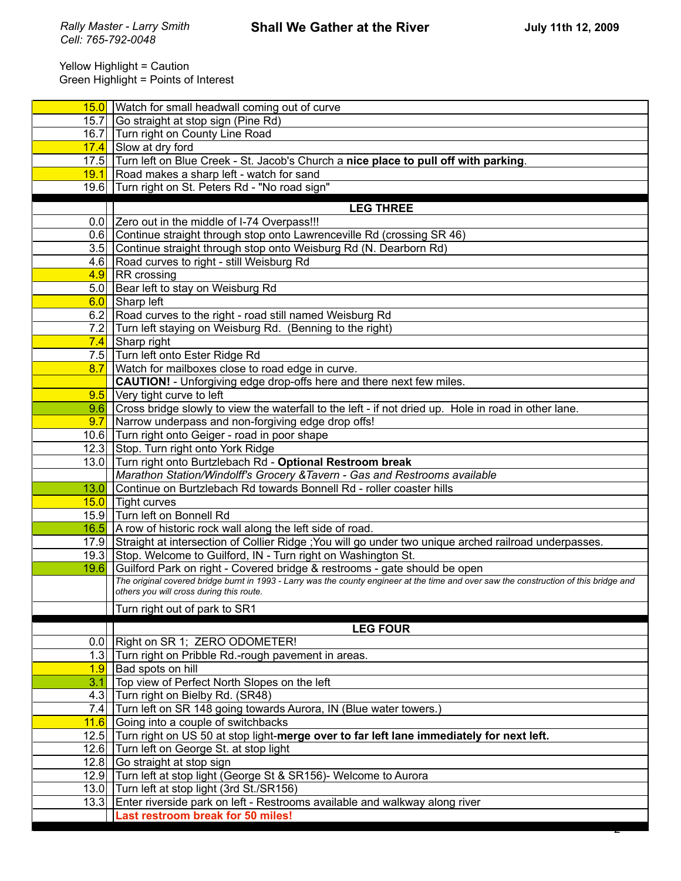Rally Master - Larry Smith
Cell: 765-792-0048

# Shall We Gather at the River

**July 11th 12, 2009**

Yellow Highlight = Caution
Green Highlight = Points of Interest

| Mile | Direction |
|---|---|
| 15.0 | Watch for small headwall coming out of curve |
| 15.7 | Go straight at stop sign (Pine Rd) |
| 16.7 | Turn right on County Line Road |
| 17.4 | Slow at dry ford |
| 17.5 | Turn left on Blue Creek - St. Jacob's Church a **nice place to pull off with parking**. |
| 19.1 | Road makes a sharp left - watch for sand |
| 19.6 | Turn right on St. Peters Rd - "No road sign" |
| | **LEG THREE** |
| 0.0 | Zero out in the middle of I-74 Overpass!!! |
| 0.6 | Continue straight through stop onto Lawrenceville Rd (crossing SR 46) |
| 3.5 | Continue straight through stop onto Weisburg Rd (N. Dearborn Rd) |
| 4.6 | Road curves to right - still Weisburg Rd |
| 4.9 | RR crossing |
| 5.0 | Bear left to stay on Weisburg Rd |
| 6.0 | Sharp left |
| 6.2 | Road curves to the right - road still named Weisburg Rd |
| 7.2 | Turn left staying on Weisburg Rd. (Benning to the right) |
| 7.4 | Sharp right |
| 7.5 | Turn left onto Ester Ridge Rd |
| 8.7 | Watch for mailboxes close to road edge in curve. |
| | **CAUTION!** - Unforgiving edge drop-offs here and there next few miles. |
| 9.5 | Very tight curve to left |
| 9.6 | Cross bridge slowly to view the waterfall to the left - if not dried up. Hole in road in other lane. |
| 9.7 | Narrow underpass and non-forgiving edge drop offs! |
| 10.6 | Turn right onto Geiger - road in poor shape |
| 12.3 | Stop. Turn right onto York Ridge |
| 13.0 | Turn right onto Burtzlebach Rd - **Optional Restroom break** |
| | *Marathon Station/Windolff's Grocery &Tavern - Gas and Restrooms available* |
| 13.0 | Continue on Burtzlebach Rd towards Bonnell Rd - roller coaster hills |
| 15.0 | Tight curves |
| 15.9 | Turn left on Bonnell Rd |
| 16.5 | A row of historic rock wall along the left side of road. |
| 17.9 | Straight at intersection of Collier Ridge ;You will go under two unique arched railroad underpasses. |
| 19.3 | Stop. Welcome to Guilford, IN - Turn right on Washington St. |
| 19.6 | Guilford Park on right - Covered bridge & restrooms - gate should be open |
| | *The original covered bridge burnt in 1993 - Larry was the county engineer at the time and over saw the construction of this bridge and others you will cross during this route.* |
| | Turn right out of park to SR1 |
| | **LEG FOUR** |
| 0.0 | Right on SR 1; ZERO ODOMETER! |
| 1.3 | Turn right on Pribble Rd.-rough pavement in areas. |
| 1.9 | Bad spots on hill |
| 3.1 | Top view of Perfect North Slopes on the left |
| 4.3 | Turn right on Bielby Rd. (SR48) |
| 7.4 | Turn left on SR 148 going towards Aurora, IN (Blue water towers.) |
| 11.6 | Going into a couple of switchbacks |
| 12.5 | Turn right on US 50 at stop light-**merge over to far left lane immediately for next left.** |
| 12.6 | Turn left on George St. at stop light |
| 12.8 | Go straight at stop sign |
| 12.9 | Turn left at stop light (George St & SR156)- Welcome to Aurora |
| 13.0 | Turn left at stop light (3rd St./SR156) |
| 13.3 | Enter riverside park on left - Restrooms available and walkway along river |
| | **Last restroom break for 50 miles!** |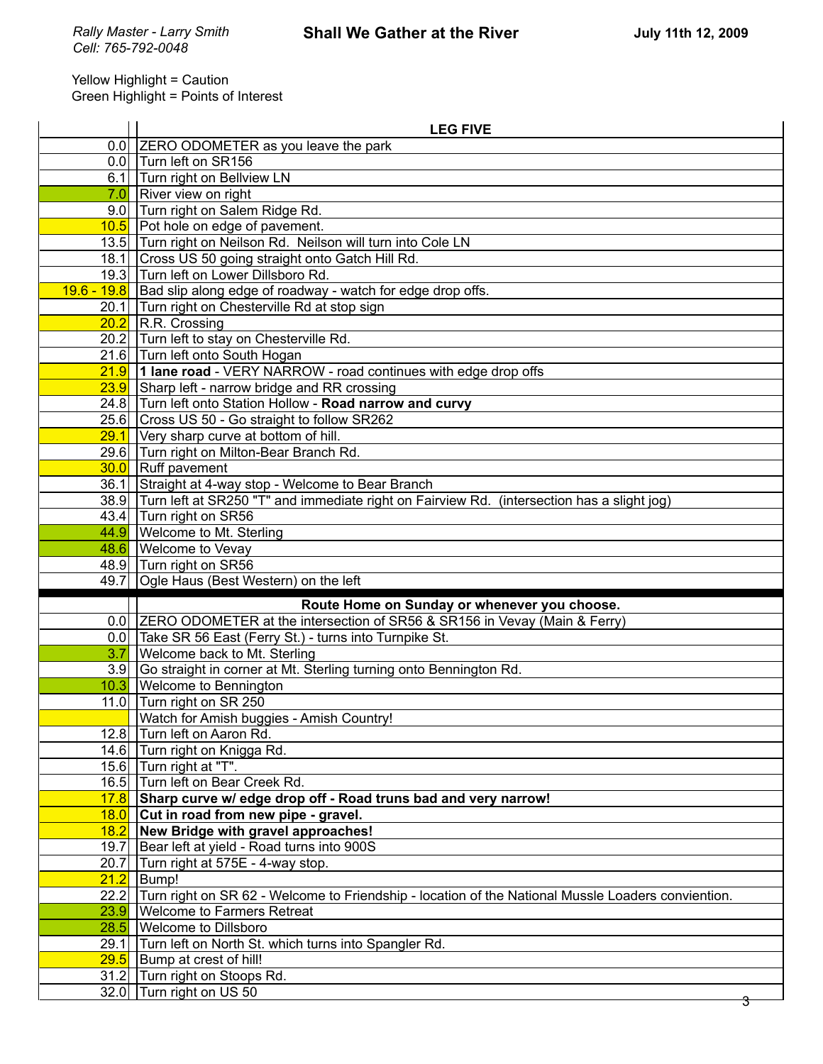*Rally Master - Larry Smith*
*Cell: 765-792-0048*

**Shall We Gather at the River**

**July 11th 12, 2009**

Yellow Highlight = Caution
Green Highlight = Points of Interest

| | **LEG FIVE** |
|---|---|
| 0.0 | ZERO ODOMETER as you leave the park |
| 0.0 | Turn left on SR156 |
| 6.1 | Turn right on Bellview LN |
| 7.0 | River view on right |
| 9.0 | Turn right on Salem Ridge Rd. |
| 10.5 | Pot hole on edge of pavement. |
| 13.5 | Turn right on Neilson Rd. Neilson will turn into Cole LN |
| 18.1 | Cross US 50 going straight onto Gatch Hill Rd. |
| 19.3 | Turn left on Lower Dillsboro Rd. |
| 19.6 - 19.8 | Bad slip along edge of roadway - watch for edge drop offs. |
| 20.1 | Turn right on Chesterville Rd at stop sign |
| 20.2 | R.R. Crossing |
| 20.2 | Turn left to stay on Chesterville Rd. |
| 21.6 | Turn left onto South Hogan |
| 21.9 | **1 lane road** - VERY NARROW - road continues with edge drop offs |
| 23.9 | Sharp left - narrow bridge and RR crossing |
| 24.8 | Turn left onto Station Hollow - **Road narrow and curvy** |
| 25.6 | Cross US 50 - Go straight to follow SR262 |
| 29.1 | Very sharp curve at bottom of hill. |
| 29.6 | Turn right on Milton-Bear Branch Rd. |
| 30.0 | Ruff pavement |
| 36.1 | Straight at 4-way stop - Welcome to Bear Branch |
| 38.9 | Turn left at SR250 "T" and immediate right on Fairview Rd. (intersection has a slight jog) |
| 43.4 | Turn right on SR56 |
| 44.9 | Welcome to Mt. Sterling |
| 48.6 | Welcome to Vevay |
| 48.9 | Turn right on SR56 |
| 49.7 | Ogle Haus (Best Western) on the left |
| | **Route Home on Sunday or whenever you choose.** |
| 0.0 | ZERO ODOMETER at the intersection of SR56 & SR156 in Vevay (Main & Ferry) |
| 0.0 | Take SR 56 East (Ferry St.) - turns into Turnpike St. |
| 3.7 | Welcome back to Mt. Sterling |
| 3.9 | Go straight in corner at Mt. Sterling turning onto Bennington Rd. |
| 10.3 | Welcome to Bennington |
| 11.0 | Turn right on SR 250 |
| | Watch for Amish buggies - Amish Country! |
| 12.8 | Turn left on Aaron Rd. |
| 14.6 | Turn right on Knigga Rd. |
| 15.6 | Turn right at "T". |
| 16.5 | Turn left on Bear Creek Rd. |
| 17.8 | **Sharp curve w/ edge drop off - Road truns bad and very narrow!** |
| 18.0 | **Cut in road from new pipe - gravel.** |
| 18.2 | **New Bridge with gravel approaches!** |
| 19.7 | Bear left at yield - Road turns into 900S |
| 20.7 | Turn right at 575E - 4-way stop. |
| 21.2 | Bump! |
| 22.2 | Turn right on SR 62 - Welcome to Friendship - location of the National Mussle Loaders convietion. |
| 23.9 | Welcome to Farmers Retreat |
| 28.5 | Welcome to Dillsboro |
| 29.1 | Turn left on North St. which turns into Spangler Rd. |
| 29.5 | Bump at crest of hill! |
| 31.2 | Turn right on Stoops Rd. |
| 32.0 | Turn right on US 50 |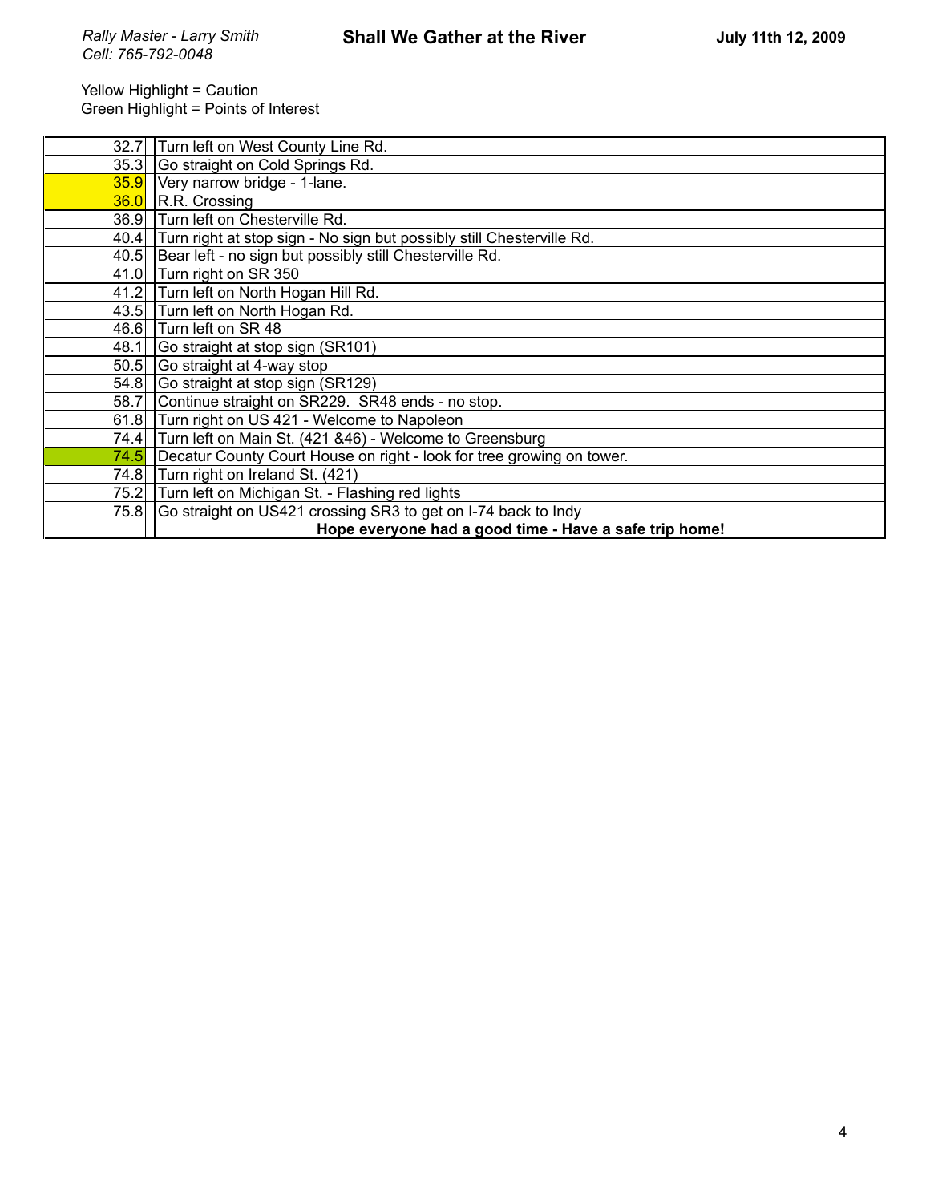*Rally Master - Larry Smith*
*Cell: 765-792-0048*

**Shall We Gather at the River**

**July 11th 12, 2009**

Yellow Highlight = Caution
Green Highlight = Points of Interest

| | |
|---|---|
| 32.7 | Turn left on West County Line Rd. |
| 35.3 | Go straight on Cold Springs Rd. |
| 35.9 | Very narrow bridge - 1-lane. |
| 36.0 | R.R. Crossing |
| 36.9 | Turn left on Chesterville Rd. |
| 40.4 | Turn right at stop sign - No sign but possibly still Chesterville Rd. |
| 40.5 | Bear left - no sign but possibly still Chesterville Rd. |
| 41.0 | Turn right on SR 350 |
| 41.2 | Turn left on North Hogan Hill Rd. |
| 43.5 | Turn left on North Hogan Rd. |
| 46.6 | Turn left on SR 48 |
| 48.1 | Go straight at stop sign (SR101) |
| 50.5 | Go straight at 4-way stop |
| 54.8 | Go straight at stop sign (SR129) |
| 58.7 | Continue straight on SR229. SR48 ends - no stop. |
| 61.8 | Turn right on US 421 - Welcome to Napoleon |
| 74.4 | Turn left on Main St. (421 &46) - Welcome to Greensburg |
| 74.5 | Decatur County Court House on right - look for tree growing on tower. |
| 74.8 | Turn right on Ireland St. (421) |
| 75.2 | Turn left on Michigan St. - Flashing red lights |
| 75.8 | Go straight on US421 crossing SR3 to get on I-74 back to Indy |
| | **Hope everyone had a good time - Have a safe trip home!** |